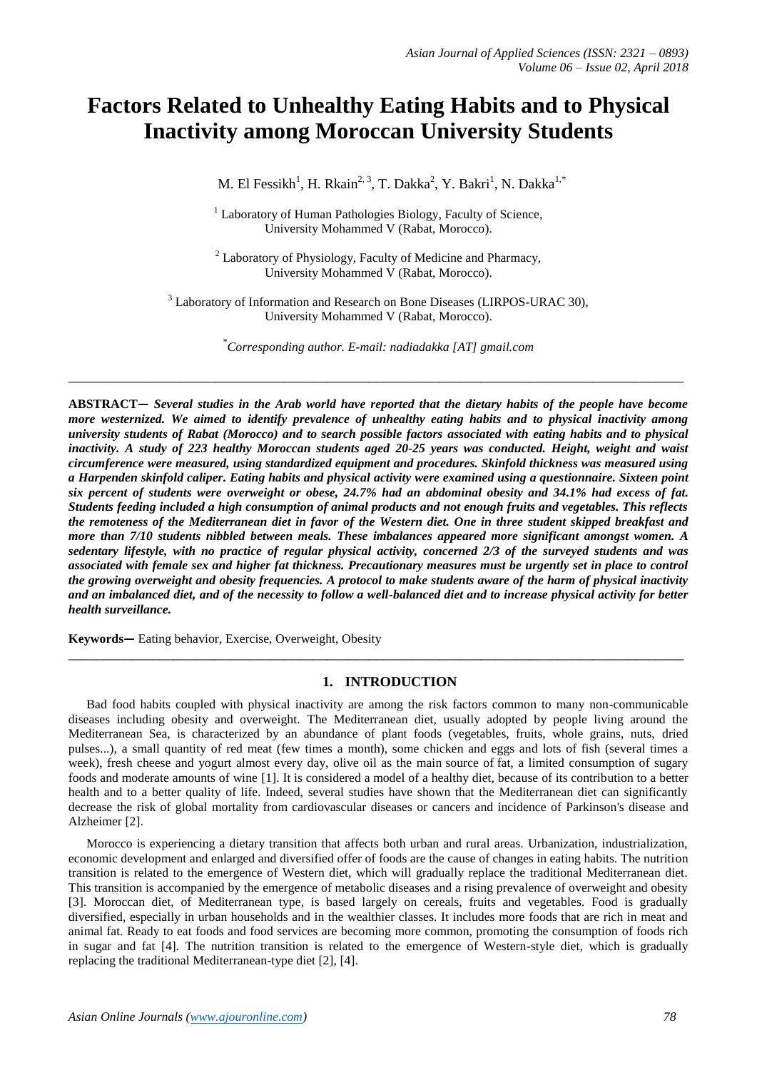# Factors Related to Unhealthy Eating Habits and to Physical Inactivity among Moroccan University Students

M. El Fessikh[1], H. Rkain[2, 3], T. Dakka[2], Y. Bakri[1], N. Dakka[1,*]

[1] Laboratory of Human Pathologies Biology, Faculty of Science, University Mohammed V (Rabat, Morocco).

[2] Laboratory of Physiology, Faculty of Medicine and Pharmacy, University Mohammed V (Rabat, Morocco).

[3] Laboratory of Information and Research on Bone Diseases (LIRPOS-URAC 30), University Mohammed V (Rabat, Morocco).

[*] *Corresponding author. E-mail: nadiadakka [AT] gmail.com*

---

**ABSTRACT—** ***Several studies in the Arab world have reported that the dietary habits of the people have become more westernized. We aimed to identify prevalence of unhealthy eating habits and to physical inactivity among university students of Rabat (Morocco) and to search possible factors associated with eating habits and to physical inactivity. A study of 223 healthy Moroccan students aged 20-25 years was conducted. Height, weight and waist circumference were measured, using standardized equipment and procedures. Skinfold thickness was measured using a Harpenden skinfold caliper. Eating habits and physical activity were examined using a questionnaire. Sixteen point six percent of students were overweight or obese, 24.7% had an abdominal obesity and 34.1% had excess of fat. Students feeding included a high consumption of animal products and not enough fruits and vegetables. This reflects the remoteness of the Mediterranean diet in favor of the Western diet. One in three student skipped breakfast and more than 7/10 students nibbled between meals. These imbalances appeared more significant amongst women. A sedentary lifestyle, with no practice of regular physical activity, concerned 2/3 of the surveyed students and was associated with female sex and higher fat thickness. Precautionary measures must be urgently set in place to control the growing overweight and obesity frequencies. A protocol to make students aware of the harm of physical inactivity and an imbalanced diet, and of the necessity to follow a well-balanced diet and to increase physical activity for better health surveillance.***

**Keywords—** Eating behavior, Exercise, Overweight, Obesity

---

## 1. INTRODUCTION

Bad food habits coupled with physical inactivity are among the risk factors common to many non-communicable diseases including obesity and overweight. The Mediterranean diet, usually adopted by people living around the Mediterranean Sea, is characterized by an abundance of plant foods (vegetables, fruits, whole grains, nuts, dried pulses...), a small quantity of red meat (few times a month), some chicken and eggs and lots of fish (several times a week), fresh cheese and yogurt almost every day, olive oil as the main source of fat, a limited consumption of sugary foods and moderate amounts of wine [1]. It is considered a model of a healthy diet, because of its contribution to a better health and to a better quality of life. Indeed, several studies have shown that the Mediterranean diet can significantly decrease the risk of global mortality from cardiovascular diseases or cancers and incidence of Parkinson's disease and Alzheimer [2].

Morocco is experiencing a dietary transition that affects both urban and rural areas. Urbanization, industrialization, economic development and enlarged and diversified offer of foods are the cause of changes in eating habits. The nutrition transition is related to the emergence of Western diet, which will gradually replace the traditional Mediterranean diet. This transition is accompanied by the emergence of metabolic diseases and a rising prevalence of overweight and obesity [3]. Moroccan diet, of Mediterranean type, is based largely on cereals, fruits and vegetables. Food is gradually diversified, especially in urban households and in the wealthier classes. It includes more foods that are rich in meat and animal fat. Ready to eat foods and food services are becoming more common, promoting the consumption of foods rich in sugar and fat [4]. The nutrition transition is related to the emergence of Western-style diet, which is gradually replacing the traditional Mediterranean-type diet [2], [4].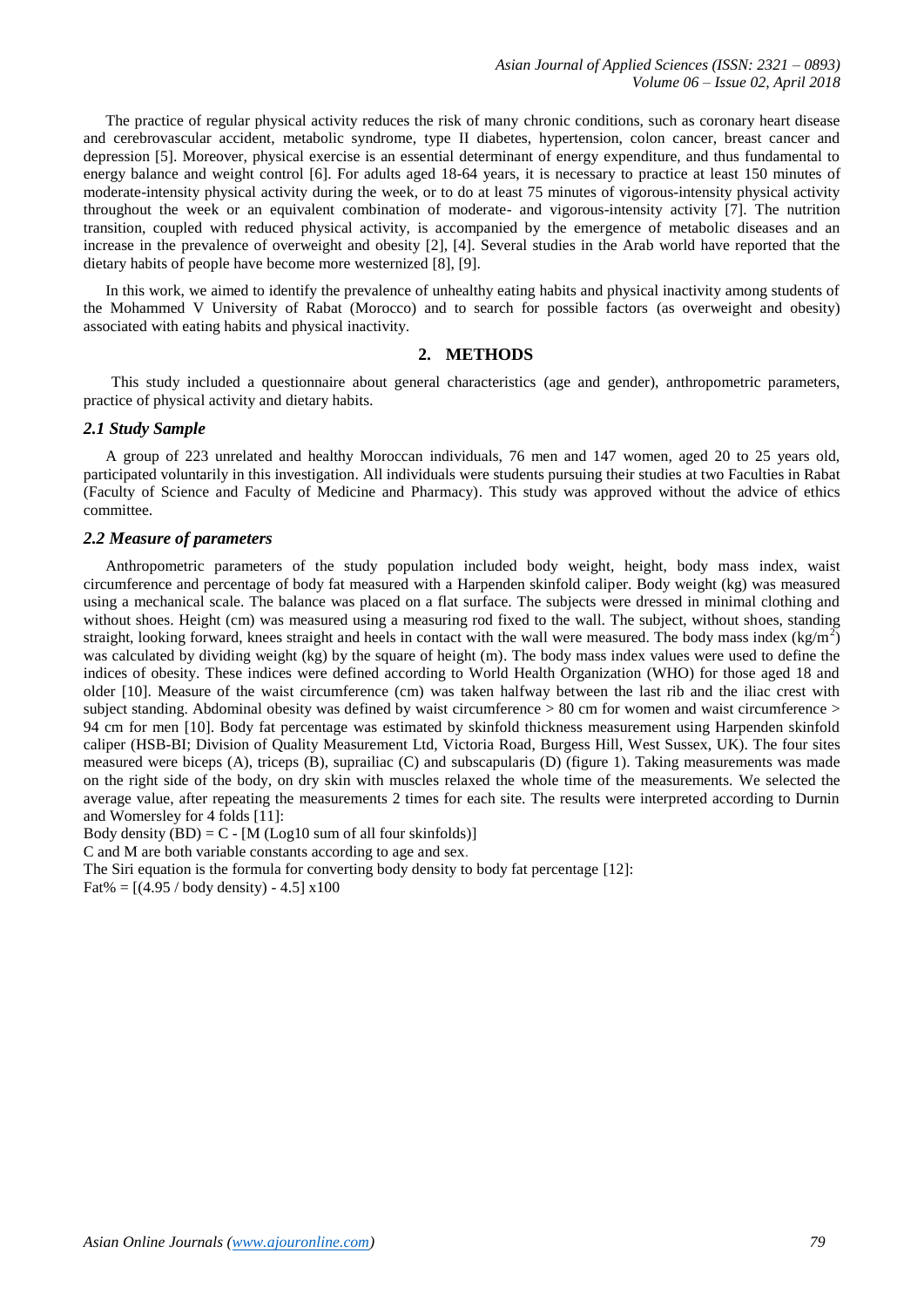The practice of regular physical activity reduces the risk of many chronic conditions, such as coronary heart disease and cerebrovascular accident, metabolic syndrome, type II diabetes, hypertension, colon cancer, breast cancer and depression [5]. Moreover, physical exercise is an essential determinant of energy expenditure, and thus fundamental to energy balance and weight control [6]. For adults aged 18-64 years, it is necessary to practice at least 150 minutes of moderate-intensity physical activity during the week, or to do at least 75 minutes of vigorous-intensity physical activity throughout the week or an equivalent combination of moderate- and vigorous-intensity activity [7]. The nutrition transition, coupled with reduced physical activity, is accompanied by the emergence of metabolic diseases and an increase in the prevalence of overweight and obesity [2], [4]. Several studies in the Arab world have reported that the dietary habits of people have become more westernized [8], [9].

In this work, we aimed to identify the prevalence of unhealthy eating habits and physical inactivity among students of the Mohammed V University of Rabat (Morocco) and to search for possible factors (as overweight and obesity) associated with eating habits and physical inactivity.

## 2. METHODS

This study included a questionnaire about general characteristics (age and gender), anthropometric parameters, practice of physical activity and dietary habits.

### *2.1 Study Sample*

A group of 223 unrelated and healthy Moroccan individuals, 76 men and 147 women, aged 20 to 25 years old, participated voluntarily in this investigation. All individuals were students pursuing their studies at two Faculties in Rabat (Faculty of Science and Faculty of Medicine and Pharmacy). This study was approved without the advice of ethics committee.

### *2.2 Measure of parameters*

Anthropometric parameters of the study population included body weight, height, body mass index, waist circumference and percentage of body fat measured with a Harpenden skinfold caliper. Body weight (kg) was measured using a mechanical scale. The balance was placed on a flat surface. The subjects were dressed in minimal clothing and without shoes. Height (cm) was measured using a measuring rod fixed to the wall. The subject, without shoes, standing straight, looking forward, knees straight and heels in contact with the wall were measured. The body mass index ($kg/m^2$) was calculated by dividing weight (kg) by the square of height (m). The body mass index values were used to define the indices of obesity. These indices were defined according to World Health Organization (WHO) for those aged 18 and older [10]. Measure of the waist circumference (cm) was taken halfway between the last rib and the iliac crest with subject standing. Abdominal obesity was defined by waist circumference > 80 cm for women and waist circumference > 94 cm for men [10]. Body fat percentage was estimated by skinfold thickness measurement using Harpenden skinfold caliper (HSB-BI; Division of Quality Measurement Ltd, Victoria Road, Burgess Hill, West Sussex, UK). The four sites measured were biceps (A), triceps (B), suprailiac (C) and subscapularis (D) (figure 1). Taking measurements was made on the right side of the body, on dry skin with muscles relaxed the whole time of the measurements. We selected the average value, after repeating the measurements 2 times for each site. The results were interpreted according to Durnin and Womersley for 4 folds [11]:

Body density (BD) = C - [M (Log10 sum of all four skinfolds)]

C and M are both variable constants according to age and sex.

The Siri equation is the formula for converting body density to body fat percentage [12]:

Fat% = [(4.95 / body density) - 4.5] x100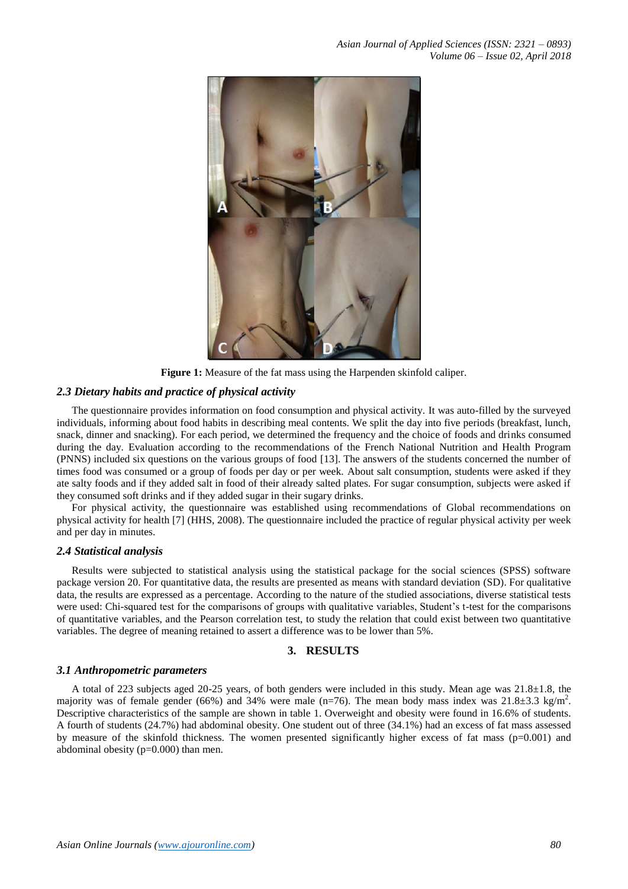**Figure 1:** Measure of the fat mass using the Harpenden skinfold caliper.

### *2.3 Dietary habits and practice of physical activity*

The questionnaire provides information on food consumption and physical activity. It was auto-filled by the surveyed individuals, informing about food habits in describing meal contents. We split the day into five periods (breakfast, lunch, snack, dinner and snacking). For each period, we determined the frequency and the choice of foods and drinks consumed during the day. Evaluation according to the recommendations of the French National Nutrition and Health Program (PNNS) included six questions on the various groups of food [13]. The answers of the students concerned the number of times food was consumed or a group of foods per day or per week. About salt consumption, students were asked if they ate salty foods and if they added salt in food of their already salted plates. For sugar consumption, subjects were asked if they consumed soft drinks and if they added sugar in their sugary drinks.

For physical activity, the questionnaire was established using recommendations of Global recommendations on physical activity for health [7] (HHS, 2008). The questionnaire included the practice of regular physical activity per week and per day in minutes.

### *2.4 Statistical analysis*

Results were subjected to statistical analysis using the statistical package for the social sciences (SPSS) software package version 20. For quantitative data, the results are presented as means with standard deviation (SD). For qualitative data, the results are expressed as a percentage. According to the nature of the studied associations, diverse statistical tests were used: Chi-squared test for the comparisons of groups with qualitative variables, Student's t-test for the comparisons of quantitative variables, and the Pearson correlation test, to study the relation that could exist between two quantitative variables. The degree of meaning retained to assert a difference was to be lower than 5%.

## 3. RESULTS

### *3.1 Anthropometric parameters*

A total of 223 subjects aged 20-25 years, of both genders were included in this study. Mean age was 21.8±1.8, the majority was of female gender (66%) and 34% were male (n=76). The mean body mass index was 21.8±3.3 kg/m$^2$. Descriptive characteristics of the sample are shown in table 1. Overweight and obesity were found in 16.6% of students. A fourth of students (24.7%) had abdominal obesity. One student out of three (34.1%) had an excess of fat mass assessed by measure of the skinfold thickness. The women presented significantly higher excess of fat mass ($p=0.001$) and abdominal obesity ($p=0.000$) than men.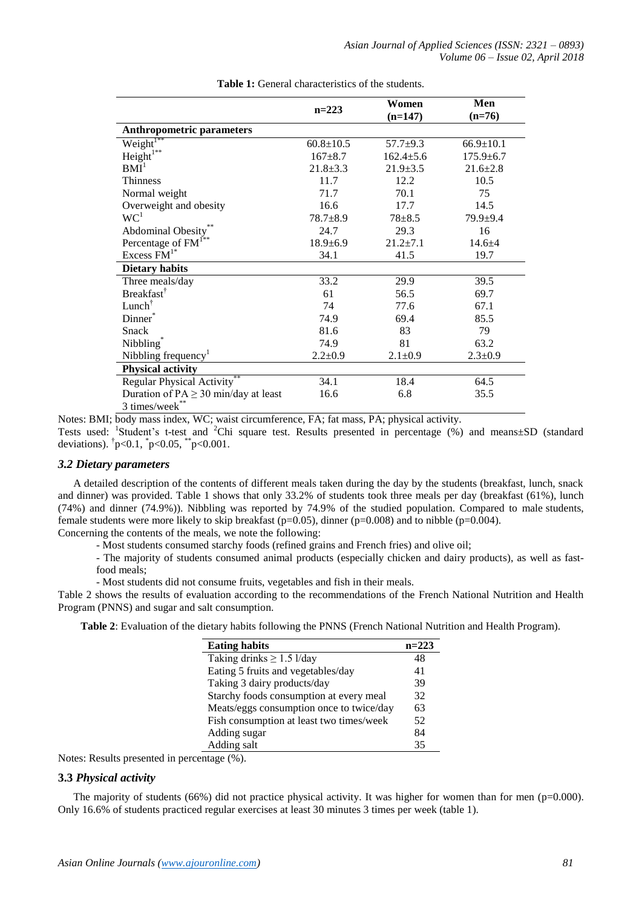**Table 1:** General characteristics of the students.

| | n=223 | Women (n=147) | Men (n=76) |
|---|---|---|---|
| **Anthropometric parameters** | | | |
| Weight[1**] | 60.8±10.5 | 57.7±9.3 | 66.9±10.1 |
| Height[1**] | 167±8.7 | 162.4±5.6 | 175.9±6.7 |
| BMI[1] | 21.8±3.3 | 21.9±3.5 | 21.6±2.8 |
| Thinness | 11.7 | 12.2 | 10.5 |
| Normal weight | 71.7 | 70.1 | 75 |
| Overweight and obesity | 16.6 | 17.7 | 14.5 |
| WC[1] | 78.7±8.9 | 78±8.5 | 79.9±9.4 |
| Abdominal Obesity[**] | 24.7 | 29.3 | 16 |
| Percentage of FM[1**] | 18.9±6.9 | 21.2±7.1 | 14.6±4 |
| Excess FM[1*] | 34.1 | 41.5 | 19.7 |
| **Dietary habits** | | | |
| Three meals/day | 33.2 | 29.9 | 39.5 |
| Breakfast[†] | 61 | 56.5 | 69.7 |
| Lunch[†] | 74 | 77.6 | 67.1 |
| Dinner[*] | 74.9 | 69.4 | 85.5 |
| Snack | 81.6 | 83 | 79 |
| Nibbling[*] | 74.9 | 81 | 63.2 |
| Nibbling frequency[1] | 2.2±0.9 | 2.1±0.9 | 2.3±0.9 |
| **Physical activity** | | | |
| Regular Physical Activity[**] | 34.1 | 18.4 | 64.5 |
| Duration of PA ≥ 30 min/day at least 3 times/week[**] | 16.6 | 6.8 | 35.5 |

Notes: BMI; body mass index, WC; waist circumference, FA; fat mass, PA; physical activity.
Tests used: [1]Student's t-test and [2]Chi square test. Results presented in percentage (%) and means±SD (standard deviations). [†]$p<0.1$, [*]$p<0.05$, [**]$p<0.001$.

### *3.2 Dietary parameters*

A detailed description of the contents of different meals taken during the day by the students (breakfast, lunch, snack and dinner) was provided. Table 1 shows that only 33.2% of students took three meals per day (breakfast (61%), lunch (74%) and dinner (74.9%)). Nibbling was reported by 74.9% of the studied population. Compared to male students, female students were more likely to skip breakfast (p=0.05), dinner (p=0.008) and to nibble (p=0.004).
Concerning the contents of the meals, we note the following:

- Most students consumed starchy foods (refined grains and French fries) and olive oil;
- The majority of students consumed animal products (especially chicken and dairy products), as well as fast-food meals;
- Most students did not consume fruits, vegetables and fish in their meals.

Table 2 shows the results of evaluation according to the recommendations of the French National Nutrition and Health Program (PNNS) and sugar and salt consumption.

**Table 2**: Evaluation of the dietary habits following the PNNS (French National Nutrition and Health Program).

| Eating habits | n=223 |
|---|---|
| Taking drinks ≥ 1.5 l/day | 48 |
| Eating 5 fruits and vegetables/day | 41 |
| Taking 3 dairy products/day | 39 |
| Starchy foods consumption at every meal | 32 |
| Meats/eggs consumption once to twice/day | 63 |
| Fish consumption at least two times/week | 52 |
| Adding sugar | 84 |
| Adding salt | 35 |

Notes: Results presented in percentage (%).

### 3.3 *Physical activity*

The majority of students (66%) did not practice physical activity. It was higher for women than for men (p=0.000). Only 16.6% of students practiced regular exercises at least 30 minutes 3 times per week (table 1).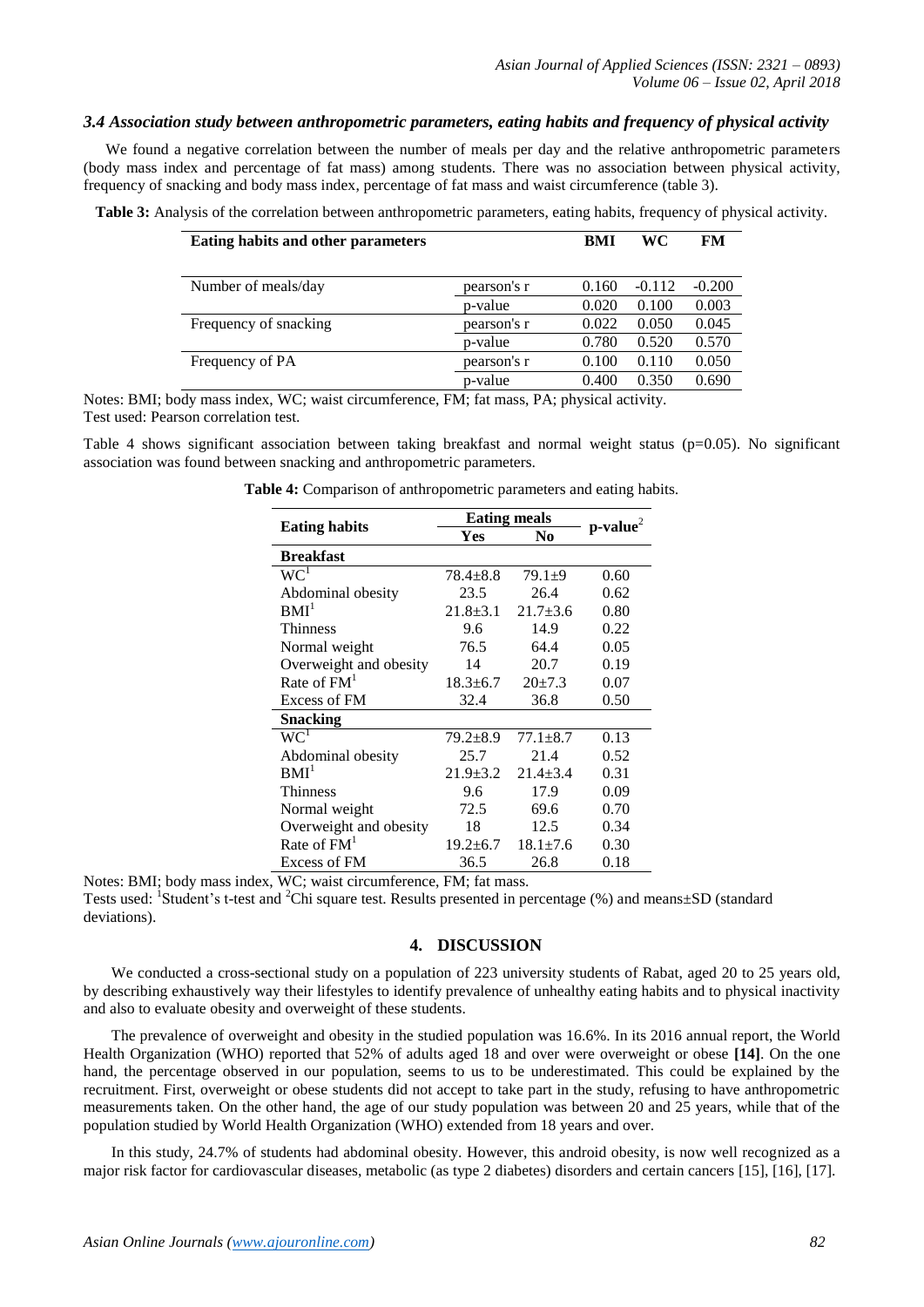### *3.4 Association study between anthropometric parameters, eating habits and frequency of physical activity*

We found a negative correlation between the number of meals per day and the relative anthropometric parameters (body mass index and percentage of fat mass) among students. There was no association between physical activity, frequency of snacking and body mass index, percentage of fat mass and waist circumference (table 3).

**Table 3:** Analysis of the correlation between anthropometric parameters, eating habits, frequency of physical activity.

| Eating habits and other parameters | | BMI | WC | FM |
|---|---|---|---|---|
| Number of meals/day | pearson's r | 0.160 | -0.112 | -0.200 |
| | p-value | 0.020 | 0.100 | 0.003 |
| Frequency of snacking | pearson's r | 0.022 | 0.050 | 0.045 |
| | p-value | 0.780 | 0.520 | 0.570 |
| Frequency of PA | pearson's r | 0.100 | 0.110 | 0.050 |
| | p-value | 0.400 | 0.350 | 0.690 |

Notes: BMI; body mass index, WC; waist circumference, FM; fat mass, PA; physical activity.
Test used: Pearson correlation test.

Table 4 shows significant association between taking breakfast and normal weight status (p=0.05). No significant association was found between snacking and anthropometric parameters.

**Table 4:** Comparison of anthropometric parameters and eating habits.

| Eating habits | Eating meals | | p-value[2] |
|---|---|---|---|
| | Yes | No | |
| **Breakfast** | | | |
| WC[1] | 78.4±8.8 | 79.1±9 | 0.60 |
| Abdominal obesity | 23.5 | 26.4 | 0.62 |
| BMI[1] | 21.8±3.1 | 21.7±3.6 | 0.80 |
| Thinness | 9.6 | 14.9 | 0.22 |
| Normal weight | 76.5 | 64.4 | 0.05 |
| Overweight and obesity | 14 | 20.7 | 0.19 |
| Rate of FM[1] | 18.3±6.7 | 20±7.3 | 0.07 |
| Excess of FM | 32.4 | 36.8 | 0.50 |
| **Snacking** | | | |
| WC[1] | 79.2±8.9 | 77.1±8.7 | 0.13 |
| Abdominal obesity | 25.7 | 21.4 | 0.52 |
| BMI[1] | 21.9±3.2 | 21.4±3.4 | 0.31 |
| Thinness | 9.6 | 17.9 | 0.09 |
| Normal weight | 72.5 | 69.6 | 0.70 |
| Overweight and obesity | 18 | 12.5 | 0.34 |
| Rate of FM[1] | 19.2±6.7 | 18.1±7.6 | 0.30 |
| Excess of FM | 36.5 | 26.8 | 0.18 |

Notes: BMI; body mass index, WC; waist circumference, FM; fat mass.
Tests used: [1]Student's t-test and [2]Chi square test. Results presented in percentage (%) and means±SD (standard deviations).

## 4. DISCUSSION

We conducted a cross-sectional study on a population of 223 university students of Rabat, aged 20 to 25 years old, by describing exhaustively way their lifestyles to identify prevalence of unhealthy eating habits and to physical inactivity and also to evaluate obesity and overweight of these students.

The prevalence of overweight and obesity in the studied population was 16.6%. In its 2016 annual report, the World Health Organization (WHO) reported that 52% of adults aged 18 and over were overweight or obese **[14]**. On the one hand, the percentage observed in our population, seems to us to be underestimated. This could be explained by the recruitment. First, overweight or obese students did not accept to take part in the study, refusing to have anthropometric measurements taken. On the other hand, the age of our study population was between 20 and 25 years, while that of the population studied by World Health Organization (WHO) extended from 18 years and over.

In this study, 24.7% of students had abdominal obesity. However, this android obesity, is now well recognized as a major risk factor for cardiovascular diseases, metabolic (as type 2 diabetes) disorders and certain cancers [15], [16], [17].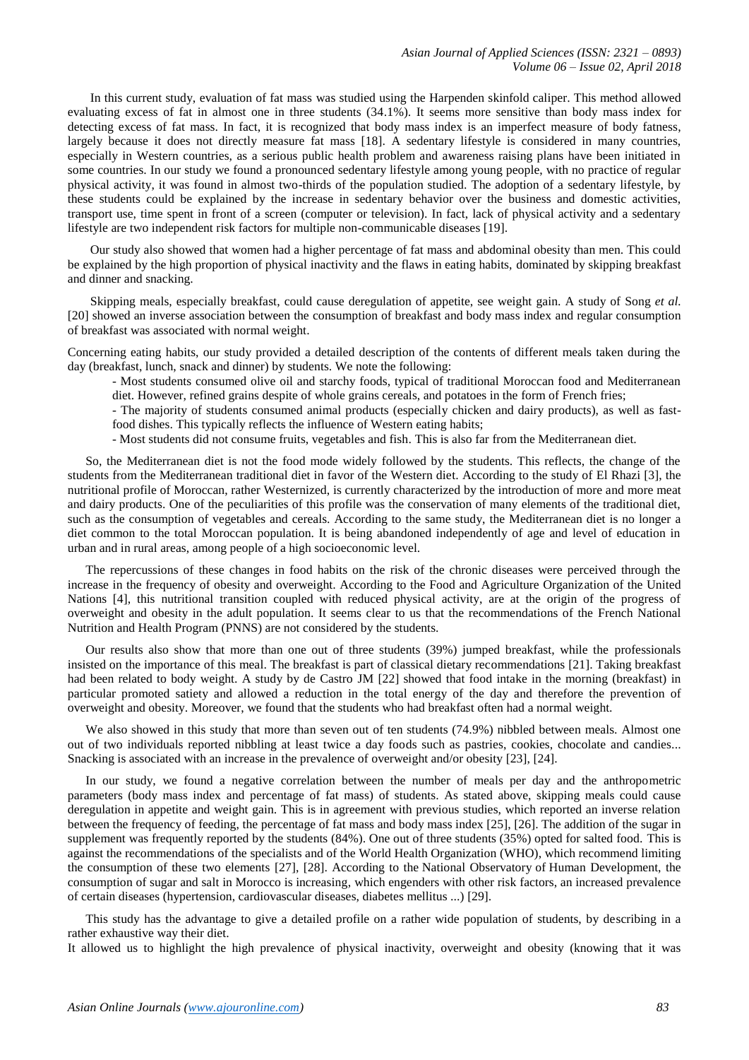In this current study, evaluation of fat mass was studied using the Harpenden skinfold caliper. This method allowed evaluating excess of fat in almost one in three students (34.1%). It seems more sensitive than body mass index for detecting excess of fat mass. In fact, it is recognized that body mass index is an imperfect measure of body fatness, largely because it does not directly measure fat mass [18]. A sedentary lifestyle is considered in many countries, especially in Western countries, as a serious public health problem and awareness raising plans have been initiated in some countries. In our study we found a pronounced sedentary lifestyle among young people, with no practice of regular physical activity, it was found in almost two-thirds of the population studied. The adoption of a sedentary lifestyle, by these students could be explained by the increase in sedentary behavior over the business and domestic activities, transport use, time spent in front of a screen (computer or television). In fact, lack of physical activity and a sedentary lifestyle are two independent risk factors for multiple non-communicable diseases [19].

Our study also showed that women had a higher percentage of fat mass and abdominal obesity than men. This could be explained by the high proportion of physical inactivity and the flaws in eating habits, dominated by skipping breakfast and dinner and snacking.

Skipping meals, especially breakfast, could cause deregulation of appetite, see weight gain. A study of Song *et al.* [20] showed an inverse association between the consumption of breakfast and body mass index and regular consumption of breakfast was associated with normal weight.

Concerning eating habits, our study provided a detailed description of the contents of different meals taken during the day (breakfast, lunch, snack and dinner) by students. We note the following:

- Most students consumed olive oil and starchy foods, typical of traditional Moroccan food and Mediterranean diet. However, refined grains despite of whole grains cereals, and potatoes in the form of French fries;
- The majority of students consumed animal products (especially chicken and dairy products), as well as fast-food dishes. This typically reflects the influence of Western eating habits;
- Most students did not consume fruits, vegetables and fish. This is also far from the Mediterranean diet.

So, the Mediterranean diet is not the food mode widely followed by the students. This reflects, the change of the students from the Mediterranean traditional diet in favor of the Western diet. According to the study of El Rhazi [3], the nutritional profile of Moroccan, rather Westernized, is currently characterized by the introduction of more and more meat and dairy products. One of the peculiarities of this profile was the conservation of many elements of the traditional diet, such as the consumption of vegetables and cereals. According to the same study, the Mediterranean diet is no longer a diet common to the total Moroccan population. It is being abandoned independently of age and level of education in urban and in rural areas, among people of a high socioeconomic level.

The repercussions of these changes in food habits on the risk of the chronic diseases were perceived through the increase in the frequency of obesity and overweight. According to the Food and Agriculture Organization of the United Nations [4], this nutritional transition coupled with reduced physical activity, are at the origin of the progress of overweight and obesity in the adult population. It seems clear to us that the recommendations of the French National Nutrition and Health Program (PNNS) are not considered by the students.

Our results also show that more than one out of three students (39%) jumped breakfast, while the professionals insisted on the importance of this meal. The breakfast is part of classical dietary recommendations [21]. Taking breakfast had been related to body weight. A study by de Castro JM [22] showed that food intake in the morning (breakfast) in particular promoted satiety and allowed a reduction in the total energy of the day and therefore the prevention of overweight and obesity. Moreover, we found that the students who had breakfast often had a normal weight.

We also showed in this study that more than seven out of ten students (74.9%) nibbled between meals. Almost one out of two individuals reported nibbling at least twice a day foods such as pastries, cookies, chocolate and candies... Snacking is associated with an increase in the prevalence of overweight and/or obesity [23], [24].

In our study, we found a negative correlation between the number of meals per day and the anthropometric parameters (body mass index and percentage of fat mass) of students. As stated above, skipping meals could cause deregulation in appetite and weight gain. This is in agreement with previous studies, which reported an inverse relation between the frequency of feeding, the percentage of fat mass and body mass index [25], [26]. The addition of the sugar in supplement was frequently reported by the students (84%). One out of three students (35%) opted for salted food. This is against the recommendations of the specialists and of the World Health Organization (WHO), which recommend limiting the consumption of these two elements [27], [28]. According to the National Observatory of Human Development, the consumption of sugar and salt in Morocco is increasing, which engenders with other risk factors, an increased prevalence of certain diseases (hypertension, cardiovascular diseases, diabetes mellitus ...) [29].

This study has the advantage to give a detailed profile on a rather wide population of students, by describing in a rather exhaustive way their diet.

It allowed us to highlight the high prevalence of physical inactivity, overweight and obesity (knowing that it was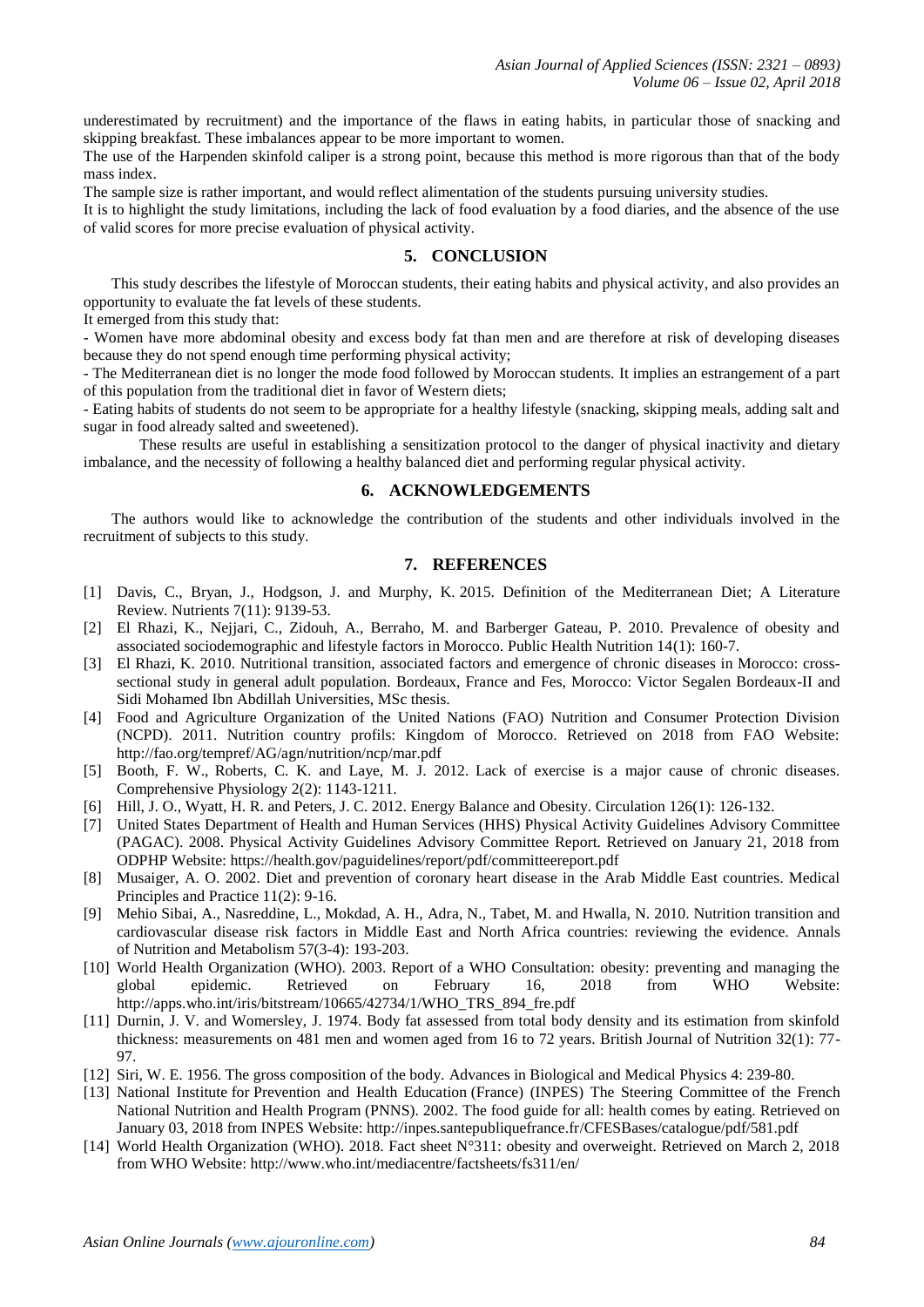underestimated by recruitment) and the importance of the flaws in eating habits, in particular those of snacking and skipping breakfast. These imbalances appear to be more important to women.

The use of the Harpenden skinfold caliper is a strong point, because this method is more rigorous than that of the body mass index.

The sample size is rather important, and would reflect alimentation of the students pursuing university studies.

It is to highlight the study limitations, including the lack of food evaluation by a food diaries, and the absence of the use of valid scores for more precise evaluation of physical activity.

## 5. CONCLUSION

This study describes the lifestyle of Moroccan students, their eating habits and physical activity, and also provides an opportunity to evaluate the fat levels of these students.

It emerged from this study that:

- Women have more abdominal obesity and excess body fat than men and are therefore at risk of developing diseases because they do not spend enough time performing physical activity;
- The Mediterranean diet is no longer the mode food followed by Moroccan students. It implies an estrangement of a part of this population from the traditional diet in favor of Western diets;
- Eating habits of students do not seem to be appropriate for a healthy lifestyle (snacking, skipping meals, adding salt and sugar in food already salted and sweetened).

These results are useful in establishing a sensitization protocol to the danger of physical inactivity and dietary imbalance, and the necessity of following a healthy balanced diet and performing regular physical activity.

## 6. ACKNOWLEDGEMENTS

The authors would like to acknowledge the contribution of the students and other individuals involved in the recruitment of subjects to this study.

## 7. REFERENCES

[1] Davis, C., Bryan, J., Hodgson, J. and Murphy, K. 2015. Definition of the Mediterranean Diet; A Literature Review. Nutrients 7(11): 9139-53.

[2] El Rhazi, K., Nejjari, C., Zidouh, A., Berraho, M. and Barberger Gateau, P. 2010. Prevalence of obesity and associated sociodemographic and lifestyle factors in Morocco. Public Health Nutrition 14(1): 160-7.

[3] El Rhazi, K. 2010. Nutritional transition, associated factors and emergence of chronic diseases in Morocco: cross-sectional study in general adult population. Bordeaux, France and Fes, Morocco: Victor Segalen Bordeaux-II and Sidi Mohamed Ibn Abdillah Universities, MSc thesis.

[4] Food and Agriculture Organization of the United Nations (FAO) Nutrition and Consumer Protection Division (NCPD). 2011. Nutrition country profils: Kingdom of Morocco. Retrieved on 2018 from FAO Website: http://fao.org/tempref/AG/agn/nutrition/ncp/mar.pdf

[5] Booth, F. W., Roberts, C. K. and Laye, M. J. 2012. Lack of exercise is a major cause of chronic diseases. Comprehensive Physiology 2(2): 1143-1211.

[6] Hill, J. O., Wyatt, H. R. and Peters, J. C. 2012. Energy Balance and Obesity. Circulation 126(1): 126-132.

[7] United States Department of Health and Human Services (HHS) Physical Activity Guidelines Advisory Committee (PAGAC). 2008. Physical Activity Guidelines Advisory Committee Report. Retrieved on January 21, 2018 from ODPHP Website: https://health.gov/paguidelines/report/pdf/committeereport.pdf

[8] Musaiger, A. O. 2002. Diet and prevention of coronary heart disease in the Arab Middle East countries. Medical Principles and Practice 11(2): 9-16.

[9] Mehio Sibai, A., Nasreddine, L., Mokdad, A. H., Adra, N., Tabet, M. and Hwalla, N. 2010. Nutrition transition and cardiovascular disease risk factors in Middle East and North Africa countries: reviewing the evidence. Annals of Nutrition and Metabolism 57(3-4): 193-203.

[10] World Health Organization (WHO). 2003. Report of a WHO Consultation: obesity: preventing and managing the global epidemic. Retrieved on February 16, 2018 from WHO Website: http://apps.who.int/iris/bitstream/10665/42734/1/WHO_TRS_894_fre.pdf

[11] Durnin, J. V. and Womersley, J. 1974. Body fat assessed from total body density and its estimation from skinfold thickness: measurements on 481 men and women aged from 16 to 72 years. British Journal of Nutrition 32(1): 77-97.

[12] Siri, W. E. 1956. The gross composition of the body. Advances in Biological and Medical Physics 4: 239-80.

[13] National Institute for Prevention and Health Education (France) (INPES) The Steering Committee of the French National Nutrition and Health Program (PNNS). 2002. The food guide for all: health comes by eating. Retrieved on January 03, 2018 from INPES Website: http://inpes.santepubliquefrance.fr/CFESBases/catalogue/pdf/581.pdf

[14] World Health Organization (WHO). 2018. Fact sheet N°311: obesity and overweight. Retrieved on March 2, 2018 from WHO Website: http://www.who.int/mediacentre/factsheets/fs311/en/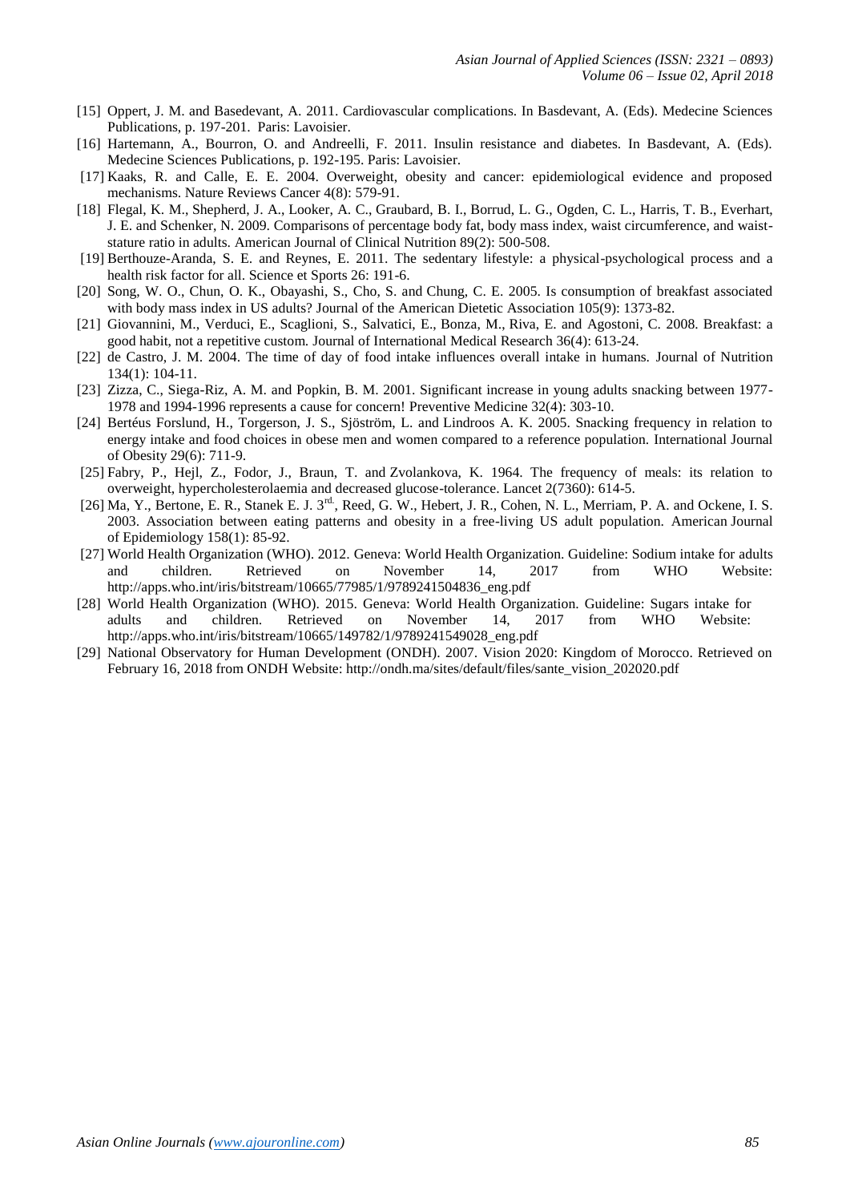[15] Oppert, J. M. and Basedevant, A. 2011. Cardiovascular complications. In Basdevant, A. (Eds). Medecine Sciences Publications, p. 197-201. Paris: Lavoisier.

[16] Hartemann, A., Bourron, O. and Andreelli, F. 2011. Insulin resistance and diabetes. In Basdevant, A. (Eds). Medecine Sciences Publications, p. 192-195. Paris: Lavoisier.

[17] Kaaks, R. and Calle, E. E. 2004. Overweight, obesity and cancer: epidemiological evidence and proposed mechanisms. Nature Reviews Cancer 4(8): 579-91.

[18] Flegal, K. M., Shepherd, J. A., Looker, A. C., Graubard, B. I., Borrud, L. G., Ogden, C. L., Harris, T. B., Everhart, J. E. and Schenker, N. 2009. Comparisons of percentage body fat, body mass index, waist circumference, and waist-stature ratio in adults. American Journal of Clinical Nutrition 89(2): 500-508.

[19] Berthouze-Aranda, S. E. and Reynes, E. 2011. The sedentary lifestyle: a physical-psychological process and a health risk factor for all. Science et Sports 26: 191-6.

[20] Song, W. O., Chun, O. K., Obayashi, S., Cho, S. and Chung, C. E. 2005. Is consumption of breakfast associated with body mass index in US adults? Journal of the American Dietetic Association 105(9): 1373-82.

[21] Giovannini, M., Verduci, E., Scaglioni, S., Salvatici, E., Bonza, M., Riva, E. and Agostoni, C. 2008. Breakfast: a good habit, not a repetitive custom. Journal of International Medical Research 36(4): 613-24.

[22] de Castro, J. M. 2004. The time of day of food intake influences overall intake in humans. Journal of Nutrition 134(1): 104-11.

[23] Zizza, C., Siega-Riz, A. M. and Popkin, B. M. 2001. Significant increase in young adults snacking between 1977-1978 and 1994-1996 represents a cause for concern! Preventive Medicine 32(4): 303-10.

[24] Bertéus Forslund, H., Torgerson, J. S., Sjöström, L. and Lindroos A. K. 2005. Snacking frequency in relation to energy intake and food choices in obese men and women compared to a reference population. International Journal of Obesity 29(6): 711-9.

[25] Fabry, P., Hejl, Z., Fodor, J., Braun, T. and Zvolankova, K. 1964. The frequency of meals: its relation to overweight, hypercholesterolaemia and decreased glucose-tolerance. Lancet 2(7360): 614-5.

[26] Ma, Y., Bertone, E. R., Stanek E. J. 3rd., Reed, G. W., Hebert, J. R., Cohen, N. L., Merriam, P. A. and Ockene, I. S. 2003. Association between eating patterns and obesity in a free-living US adult population. American Journal of Epidemiology 158(1): 85-92.

[27] World Health Organization (WHO). 2012. Geneva: World Health Organization. Guideline: Sodium intake for adults and children. Retrieved on November 14, 2017 from WHO Website: http://apps.who.int/iris/bitstream/10665/77985/1/9789241504836_eng.pdf

[28] World Health Organization (WHO). 2015. Geneva: World Health Organization. Guideline: Sugars intake for adults and children. Retrieved on November 14, 2017 from WHO Website: http://apps.who.int/iris/bitstream/10665/149782/1/9789241549028_eng.pdf

[29] National Observatory for Human Development (ONDH). 2007. Vision 2020: Kingdom of Morocco. Retrieved on February 16, 2018 from ONDH Website: http://ondh.ma/sites/default/files/sante_vision_202020.pdf